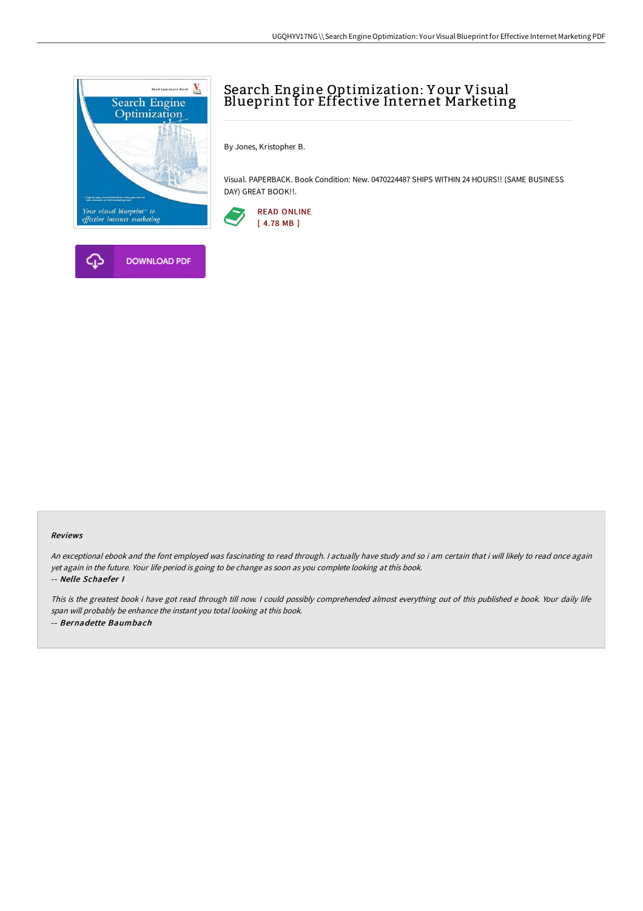# Search Engine Optimization: Your Visual Blueprint for Effective Internet Marketing

By Jones, Kristopher B.

Visual. PAPERBACK. Book Condition: New. 0470224487 SHIPS WITHIN 24 HOURS!! (SAME BUSINESS DAY) GREAT BOOK!!.

READ ONLINE
[ 4.78 MB ]

DOWNLOAD PDF

### Reviews

*An exceptional ebook and the font employed was fascinating to read through. I actually have study and so i am certain that i will likely to read once again yet again in the future. Your life period is going to be change as soon as you complete looking at this book.*

-- ***Nelle Schaefer I***

*This is the greatest book i have got read through till now. I could possibly comprehended almost everything out of this published e book. Your daily life span will probably be enhance the instant you total looking at this book.*

-- ***Bernadette Baumbach***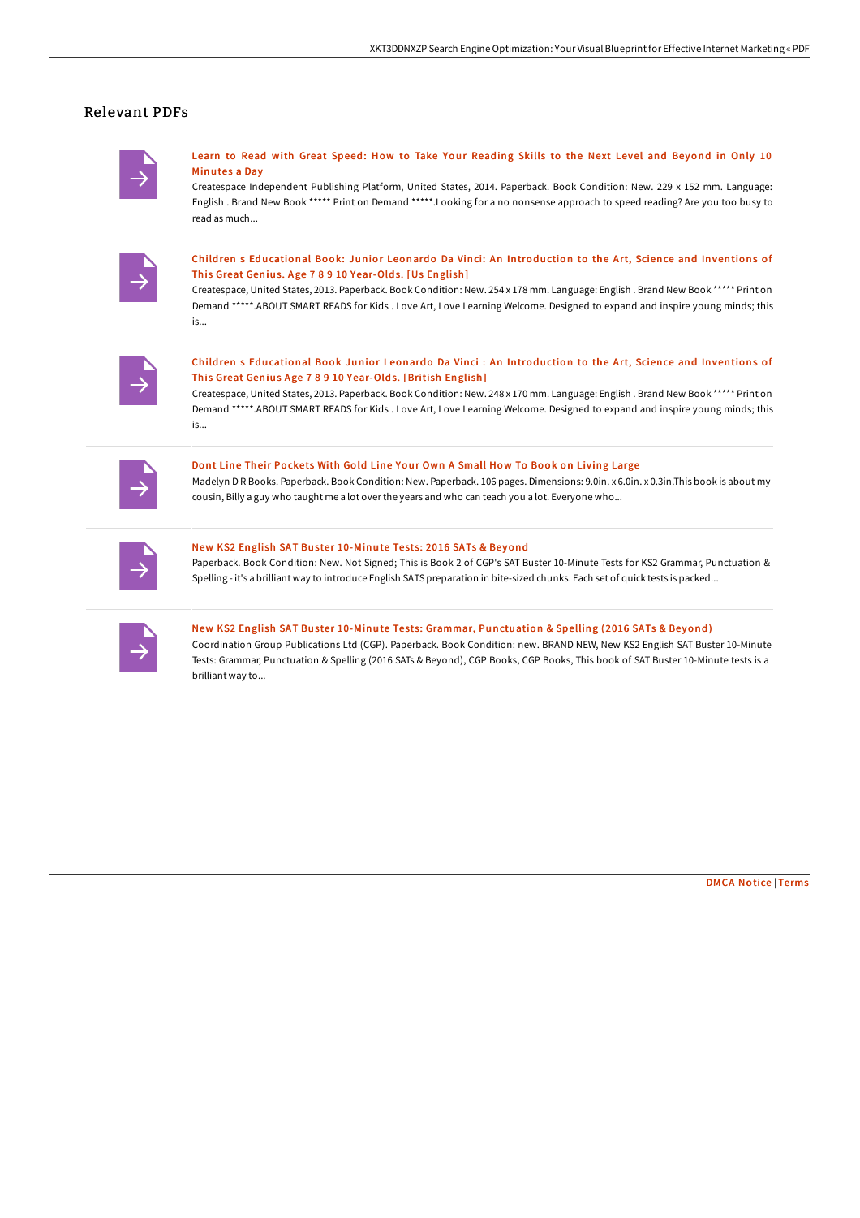## Relevant PDFs

Learn to Read with Great Speed: How to Take Your Reading Skills to the Next Level and Beyond in Only 10 Minutes a Day

Createspace Independent Publishing Platform, United States, 2014. Paperback. Book Condition: New. 229 x 152 mm. Language: English . Brand New Book ***** Print on Demand *****.Looking for a no nonsense approach to speed reading? Are you too busy to read as much...

Children s Educational Book: Junior Leonardo Da Vinci: An Introduction to the Art, Science and Inventions of This Great Genius. Age 7 8 9 10 Year-Olds. [Us English]

Createspace, United States, 2013. Paperback. Book Condition: New. 254 x 178 mm. Language: English . Brand New Book ***** Print on Demand *****.ABOUT SMART READS for Kids . Love Art, Love Learning Welcome. Designed to expand and inspire young minds; this is...

Children s Educational Book Junior Leonardo Da Vinci : An Introduction to the Art, Science and Inventions of This Great Genius Age 7 8 9 10 Year-Olds. [British English]

Createspace, United States, 2013. Paperback. Book Condition: New. 248 x 170 mm. Language: English . Brand New Book ***** Print on Demand *****.ABOUT SMART READS for Kids . Love Art, Love Learning Welcome. Designed to expand and inspire young minds; this is...

Dont Line Their Pockets With Gold Line Your Own A Small How To Book on Living Large

Madelyn D R Books. Paperback. Book Condition: New. Paperback. 106 pages. Dimensions: 9.0in. x 6.0in. x 0.3in.This book is about my cousin, Billy a guy who taught me a lot over the years and who can teach you a lot. Everyone who...

New KS2 English SAT Buster 10-Minute Tests: 2016 SATs & Beyond

Paperback. Book Condition: New. Not Signed; This is Book 2 of CGP's SAT Buster 10-Minute Tests for KS2 Grammar, Punctuation & Spelling - it's a brilliant way to introduce English SATS preparation in bite-sized chunks. Each set of quick tests is packed...

New KS2 English SAT Buster 10-Minute Tests: Grammar, Punctuation & Spelling (2016 SATs & Beyond)

Coordination Group Publications Ltd (CGP). Paperback. Book Condition: new. BRAND NEW, New KS2 English SAT Buster 10-Minute Tests: Grammar, Punctuation & Spelling (2016 SATs & Beyond), CGP Books, CGP Books, This book of SAT Buster 10-Minute tests is a brilliant way to...